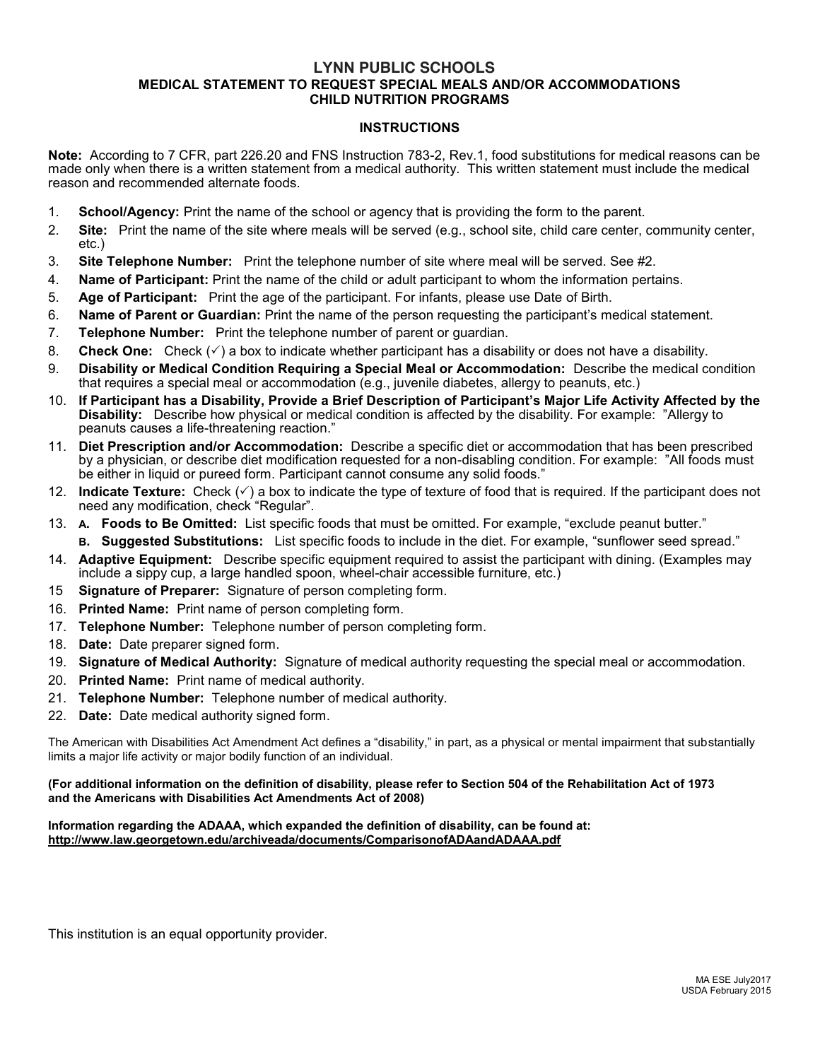# LYNN PUBLIC SCHOOLS

## MEDICAL STATEMENT TO REQUEST SPECIAL MEALS AND/OR ACCOMMODATIONS
## CHILD NUTRITION PROGRAMS

### INSTRUCTIONS

**Note:** According to 7 CFR, part 226.20 and FNS Instruction 783-2, Rev.1, food substitutions for medical reasons can be made only when there is a written statement from a medical authority. This written statement must include the medical reason and recommended alternate foods.

1. **School/Agency:** Print the name of the school or agency that is providing the form to the parent.
2. **Site:** Print the name of the site where meals will be served (e.g., school site, child care center, community center, etc.)
3. **Site Telephone Number:** Print the telephone number of site where meal will be served. See #2.
4. **Name of Participant:** Print the name of the child or adult participant to whom the information pertains.
5. **Age of Participant:** Print the age of the participant. For infants, please use Date of Birth.
6. **Name of Parent or Guardian:** Print the name of the person requesting the participant's medical statement.
7. **Telephone Number:** Print the telephone number of parent or guardian.
8. **Check One:** Check (✓) a box to indicate whether participant has a disability or does not have a disability.
9. **Disability or Medical Condition Requiring a Special Meal or Accommodation:** Describe the medical condition that requires a special meal or accommodation (e.g., juvenile diabetes, allergy to peanuts, etc.)
10. **If Participant has a Disability, Provide a Brief Description of Participant's Major Life Activity Affected by the Disability:** Describe how physical or medical condition is affected by the disability. For example: "Allergy to peanuts causes a life-threatening reaction."
11. **Diet Prescription and/or Accommodation:** Describe a specific diet or accommodation that has been prescribed by a physician, or describe diet modification requested for a non-disabling condition. For example: "All foods must be either in liquid or pureed form. Participant cannot consume any solid foods."
12. **Indicate Texture:** Check (✓) a box to indicate the type of texture of food that is required. If the participant does not need any modification, check "Regular".
13. **A. Foods to Be Omitted:** List specific foods that must be omitted. For example, "exclude peanut butter."
    **B. Suggested Substitutions:** List specific foods to include in the diet. For example, "sunflower seed spread."
14. **Adaptive Equipment:** Describe specific equipment required to assist the participant with dining. (Examples may include a sippy cup, a large handled spoon, wheel-chair accessible furniture, etc.)
15. **Signature of Preparer:** Signature of person completing form.
16. **Printed Name:** Print name of person completing form.
17. **Telephone Number:** Telephone number of person completing form.
18. **Date:** Date preparer signed form.
19. **Signature of Medical Authority:** Signature of medical authority requesting the special meal or accommodation.
20. **Printed Name:** Print name of medical authority.
21. **Telephone Number:** Telephone number of medical authority.
22. **Date:** Date medical authority signed form.

The American with Disabilities Act Amendment Act defines a "disability," in part, as a physical or mental impairment that substantially limits a major life activity or major bodily function of an individual.

**(For additional information on the definition of disability, please refer to Section 504 of the Rehabilitation Act of 1973 and the Americans with Disabilities Act Amendments Act of 2008)**

**Information regarding the ADAAA, which expanded the definition of disability, can be found at:**
**http://www.law.georgetown.edu/archiveada/documents/ComparisonofADAandADAAA.pdf**

This institution is an equal opportunity provider.

MA ESE July2017
USDA February 2015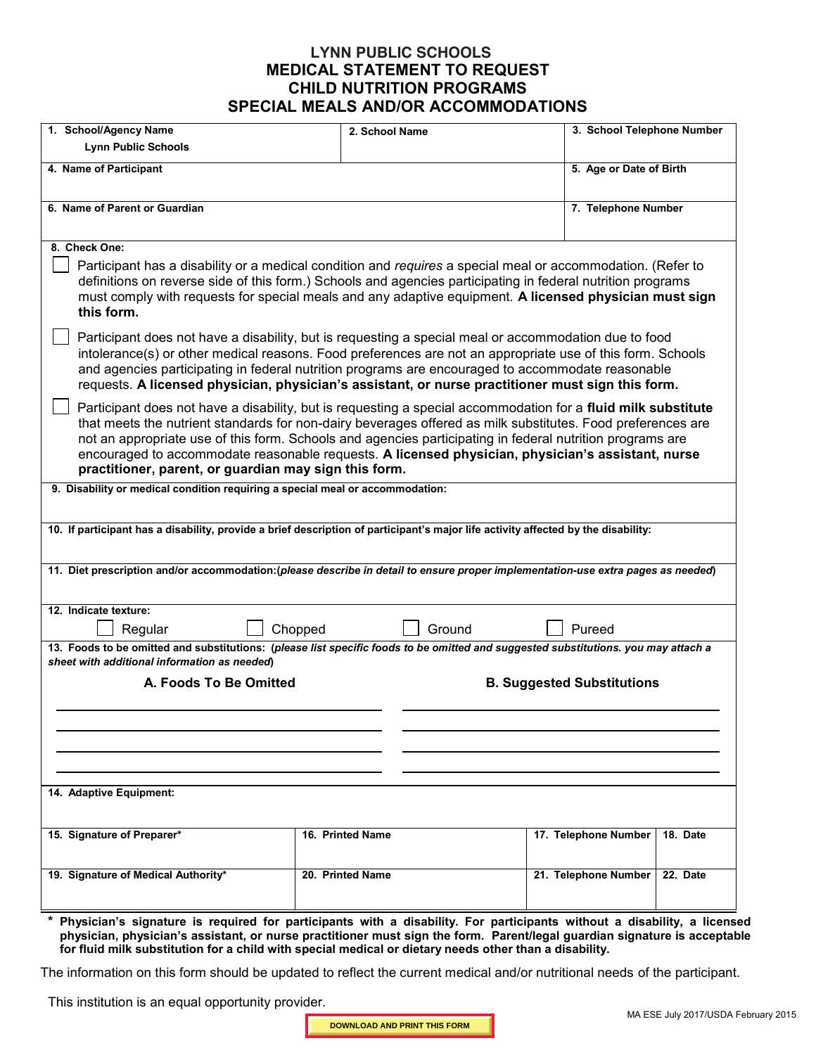# LYNN PUBLIC SCHOOLS
# MEDICAL STATEMENT TO REQUEST CHILD NUTRITION PROGRAMS SPECIAL MEALS AND/OR ACCOMMODATIONS

| | | |
|---|---|---|
| **1. School/Agency Name** **Lynn Public Schools** | **2. School Name** | **3. School Telephone Number** |
| **4. Name of Participant** | | **5. Age or Date of Birth** |
| **6. Name of Parent or Guardian** | | **7. Telephone Number** |

**8. Check One:**

☐ Participant has a disability or a medical condition and *requires* a special meal or accommodation. (Refer to definitions on reverse side of this form.) Schools and agencies participating in federal nutrition programs must comply with requests for special meals and any adaptive equipment. **A licensed physician must sign this form.**

☐ Participant does not have a disability, but is requesting a special meal or accommodation due to food intolerance(s) or other medical reasons. Food preferences are not an appropriate use of this form. Schools and agencies participating in federal nutrition programs are encouraged to accommodate reasonable requests. **A licensed physician, physician's assistant, or nurse practitioner must sign this form.**

☐ Participant does not have a disability, but is requesting a special accommodation for a **fluid milk substitute** that meets the nutrient standards for non-dairy beverages offered as milk substitutes. Food preferences are not an appropriate use of this form. Schools and agencies participating in federal nutrition programs are encouraged to accommodate reasonable requests. **A licensed physician, physician's assistant, nurse practitioner, parent, or guardian may sign this form.**

**9. Disability or medical condition requiring a special meal or accommodation:**

**10. If participant has a disability, provide a brief description of participant's major life activity affected by the disability:**

**11. Diet prescription and/or accommodation:(*please describe in detail to ensure proper implementation-use extra pages as needed*)**

**12. Indicate texture:**

☐ Regular ☐ Chopped ☐ Ground ☐ Pureed

**13. Foods to be omitted and substitutions: (*please list specific foods to be omitted and suggested substitutions. you may attach a sheet with additional information as needed*)**

| A. Foods To Be Omitted | B. Suggested Substitutions |
|---|---|
| | |
| | |
| | |
| | |

**14. Adaptive Equipment:**

| | | | |
|---|---|---|---|
| **15. Signature of Preparer*** | **16. Printed Name** | **17. Telephone Number** | **18. Date** |
| **19. Signature of Medical Authority*** | **20. Printed Name** | **21. Telephone Number** | **22. Date** |

**\* Physician's signature is required for participants with a disability. For participants without a disability, a licensed physician, physician's assistant, or nurse practitioner must sign the form. Parent/legal guardian signature is acceptable for fluid milk substitution for a child with special medical or dietary needs other than a disability.**

The information on this form should be updated to reflect the current medical and/or nutritional needs of the participant.

This institution is an equal opportunity provider.

DOWNLOAD AND PRINT THIS FORM

MA ESE July 2017/USDA February 2015